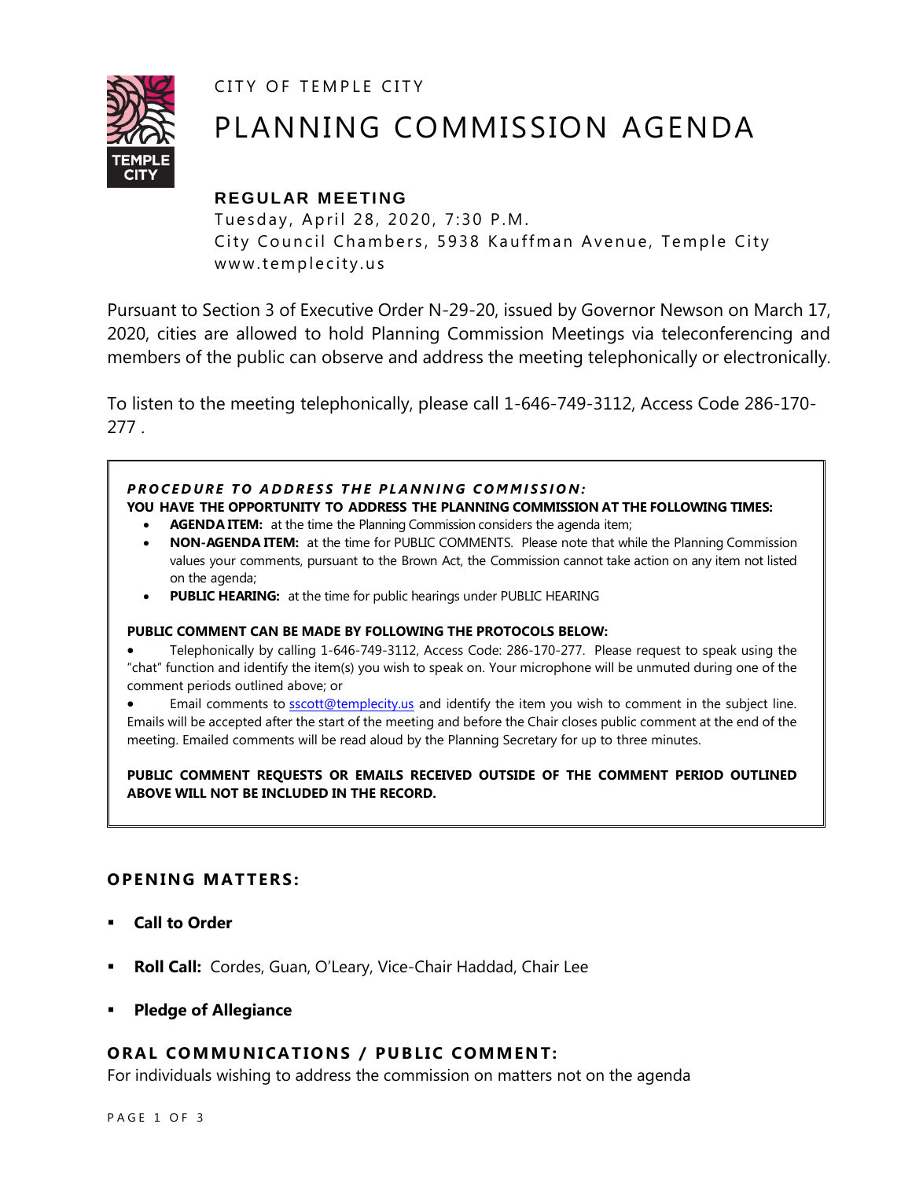CITY OF TEMPLE CITY

# PLANNING COMMISSION AGENDA

**REGULAR MEETING**

Tuesday, April 28, 2020, 7:30 P.M.
City Council Chambers, 5938 Kauffman Avenue, Temple City
www.templecity.us

Pursuant to Section 3 of Executive Order N-29-20, issued by Governor Newson on March 17, 2020, cities are allowed to hold Planning Commission Meetings via teleconferencing and members of the public can observe and address the meeting telephonically or electronically.

To listen to the meeting telephonically, please call 1-646-749-3112, Access Code 286-170-277 .

***PROCEDURE TO ADDRESS THE PLANNING COMMISSION:***

**YOU HAVE THE OPPORTUNITY TO ADDRESS THE PLANNING COMMISSION AT THE FOLLOWING TIMES:**

- **AGENDA ITEM:** at the time the Planning Commission considers the agenda item;
- **NON-AGENDA ITEM:** at the time for PUBLIC COMMENTS. Please note that while the Planning Commission values your comments, pursuant to the Brown Act, the Commission cannot take action on any item not listed on the agenda;
- **PUBLIC HEARING:** at the time for public hearings under PUBLIC HEARING

**PUBLIC COMMENT CAN BE MADE BY FOLLOWING THE PROTOCOLS BELOW:**

- Telephonically by calling 1-646-749-3112, Access Code: 286-170-277. Please request to speak using the "chat" function and identify the item(s) you wish to speak on. Your microphone will be unmuted during one of the comment periods outlined above; or
- Email comments to sscott@templecity.us and identify the item you wish to comment in the subject line. Emails will be accepted after the start of the meeting and before the Chair closes public comment at the end of the meeting. Emailed comments will be read aloud by the Planning Secretary for up to three minutes.

**PUBLIC COMMENT REQUESTS OR EMAILS RECEIVED OUTSIDE OF THE COMMENT PERIOD OUTLINED ABOVE WILL NOT BE INCLUDED IN THE RECORD.**

## OPENING MATTERS:

- **Call to Order**
- **Roll Call:** Cordes, Guan, O'Leary, Vice-Chair Haddad, Chair Lee
- **Pledge of Allegiance**

## ORAL COMMUNICATIONS / PUBLIC COMMENT:

For individuals wishing to address the commission on matters not on the agenda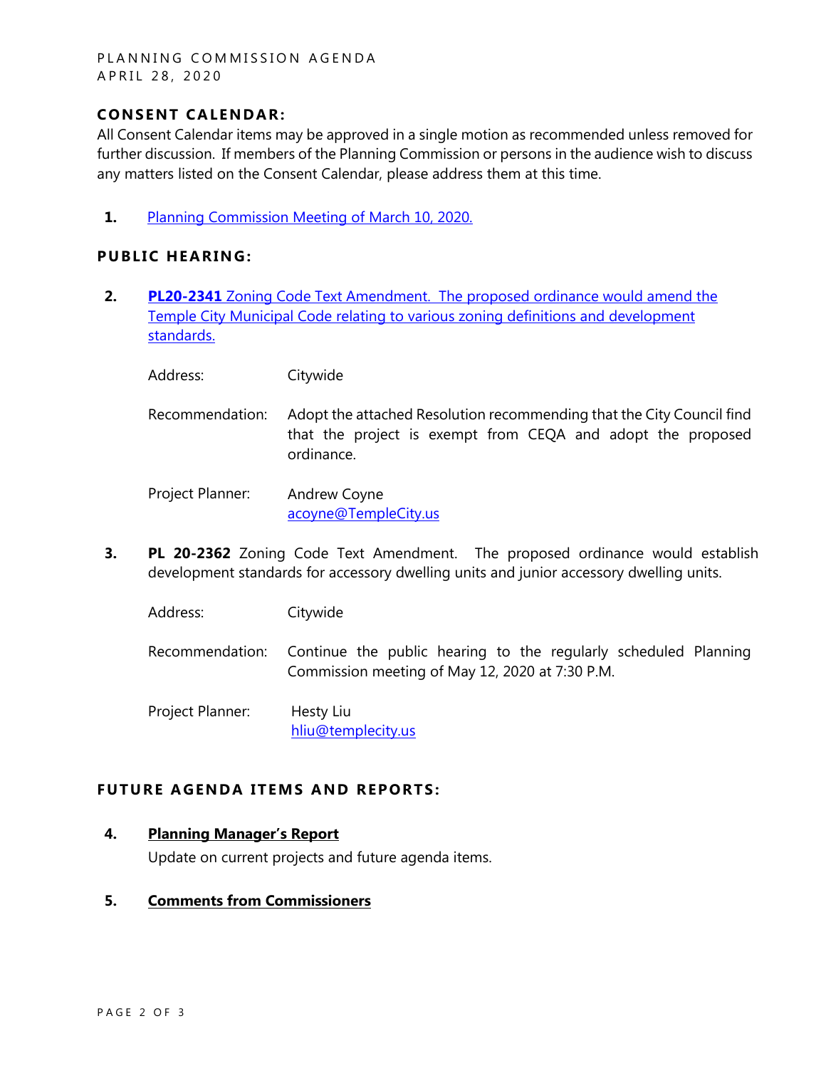## CONSENT CALENDAR:

All Consent Calendar items may be approved in a single motion as recommended unless removed for further discussion. If members of the Planning Commission or persons in the audience wish to discuss any matters listed on the Consent Calendar, please address them at this time.

1. Planning Commission Meeting of March 10, 2020.

## PUBLIC HEARING:

2. **PL20-2341** Zoning Code Text Amendment. The proposed ordinance would amend the Temple City Municipal Code relating to various zoning definitions and development standards.

   Address: Citywide

   Recommendation: Adopt the attached Resolution recommending that the City Council find that the project is exempt from CEQA and adopt the proposed ordinance.

   Project Planner: Andrew Coyne
   acoyne@TempleCity.us

3. **PL 20-2362** Zoning Code Text Amendment. The proposed ordinance would establish development standards for accessory dwelling units and junior accessory dwelling units.

   Address: Citywide

   Recommendation: Continue the public hearing to the regularly scheduled Planning Commission meeting of May 12, 2020 at 7:30 P.M.

   Project Planner: Hesty Liu
   hliu@templecity.us

## FUTURE AGENDA ITEMS AND REPORTS:

4. **Planning Manager's Report**

   Update on current projects and future agenda items.

5. **Comments from Commissioners**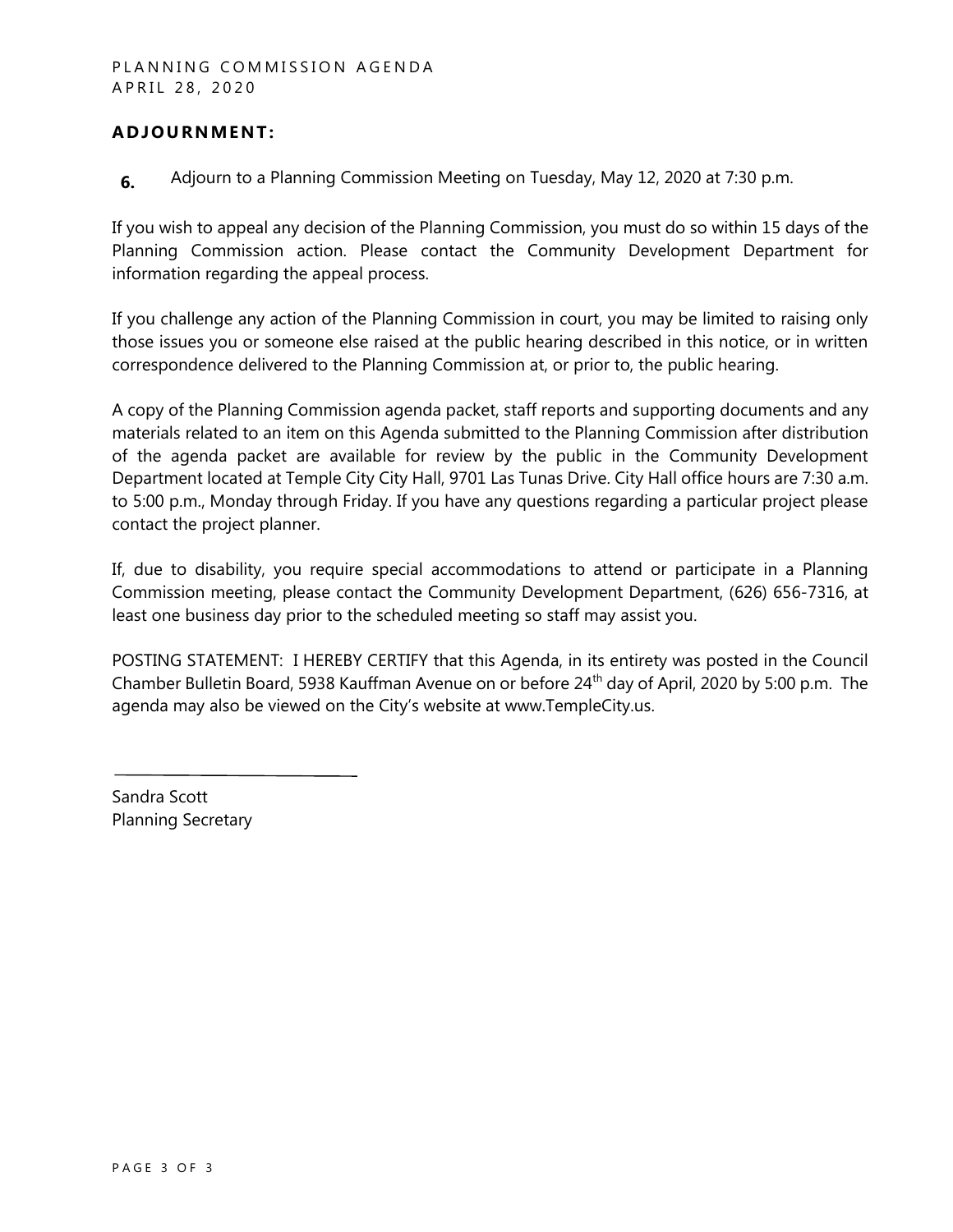## ADJOURNMENT:

6. Adjourn to a Planning Commission Meeting on Tuesday, May 12, 2020 at 7:30 p.m.

If you wish to appeal any decision of the Planning Commission, you must do so within 15 days of the Planning Commission action. Please contact the Community Development Department for information regarding the appeal process.

If you challenge any action of the Planning Commission in court, you may be limited to raising only those issues you or someone else raised at the public hearing described in this notice, or in written correspondence delivered to the Planning Commission at, or prior to, the public hearing.

A copy of the Planning Commission agenda packet, staff reports and supporting documents and any materials related to an item on this Agenda submitted to the Planning Commission after distribution of the agenda packet are available for review by the public in the Community Development Department located at Temple City City Hall, 9701 Las Tunas Drive. City Hall office hours are 7:30 a.m. to 5:00 p.m., Monday through Friday. If you have any questions regarding a particular project please contact the project planner.

If, due to disability, you require special accommodations to attend or participate in a Planning Commission meeting, please contact the Community Development Department, (626) 656-7316, at least one business day prior to the scheduled meeting so staff may assist you.

POSTING STATEMENT: I HEREBY CERTIFY that this Agenda, in its entirety was posted in the Council Chamber Bulletin Board, 5938 Kauffman Avenue on or before 24th day of April, 2020 by 5:00 p.m. The agenda may also be viewed on the City's website at www.TempleCity.us.

Sandra Scott
Planning Secretary